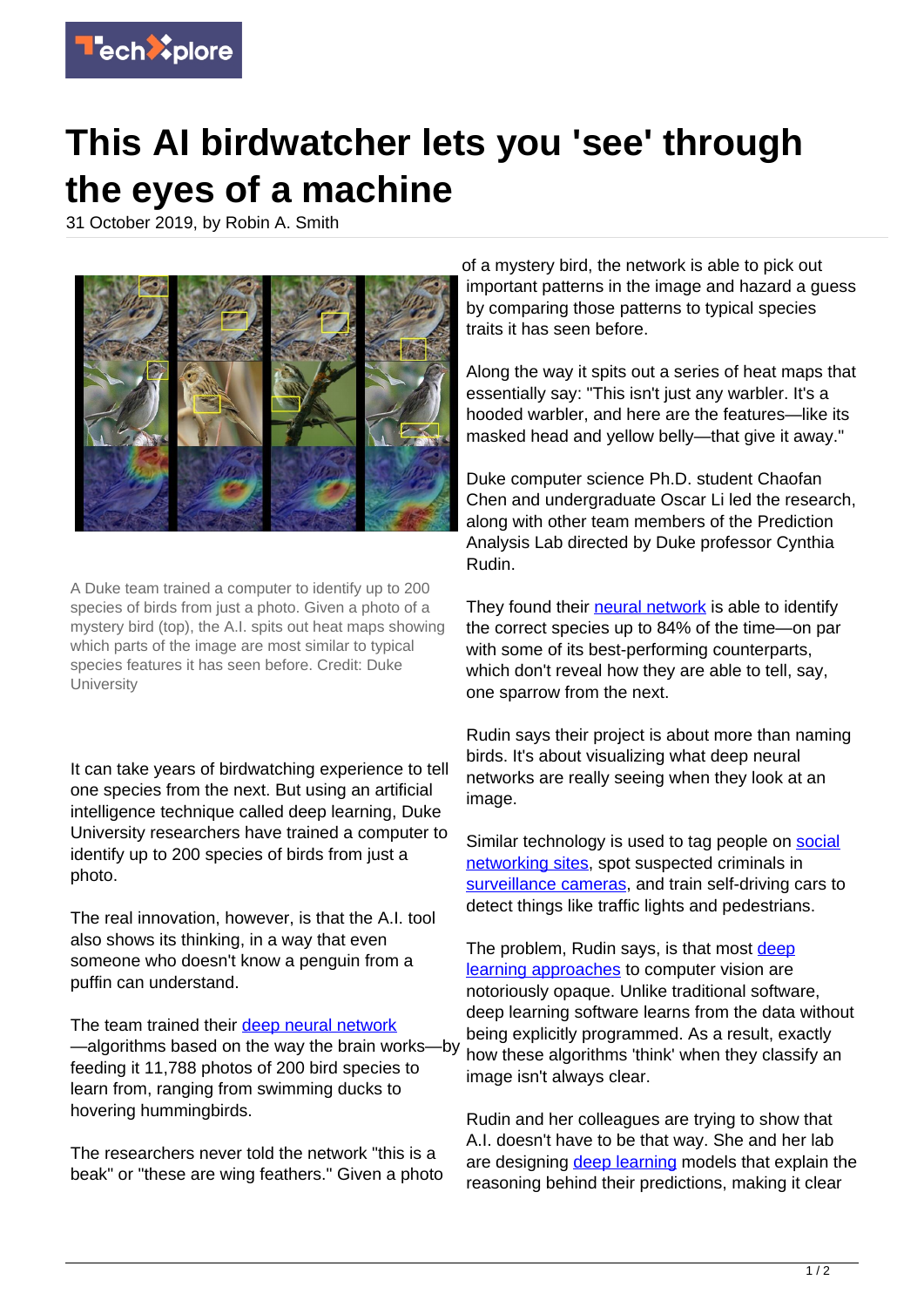# This AI birdwatcher lets you 'see' through the eyes of a machine

31 October 2019, by Robin A. Smith

A Duke team trained a computer to identify up to 200 species of birds from just a photo. Given a photo of a mystery bird (top), the A.I. spits out heat maps showing which parts of the image are most similar to typical species features it has seen before. Credit: Duke University

It can take years of birdwatching experience to tell one species from the next. But using an artificial intelligence technique called deep learning, Duke University researchers have trained a computer to identify up to 200 species of birds from just a photo.

The real innovation, however, is that the A.I. tool also shows its thinking, in a way that even someone who doesn't know a penguin from a puffin can understand.

The team trained their deep neural network—algorithms based on the way the brain works—by feeding it 11,788 photos of 200 bird species to learn from, ranging from swimming ducks to hovering hummingbirds.

The researchers never told the network "this is a beak" or "these are wing feathers." Given a photo of a mystery bird, the network is able to pick out important patterns in the image and hazard a guess by comparing those patterns to typical species traits it has seen before.

Along the way it spits out a series of heat maps that essentially say: "This isn't just any warbler. It's a hooded warbler, and here are the features—like its masked head and yellow belly—that give it away."

Duke computer science Ph.D. student Chaofan Chen and undergraduate Oscar Li led the research, along with other team members of the Prediction Analysis Lab directed by Duke professor Cynthia Rudin.

They found their neural network is able to identify the correct species up to 84% of the time—on par with some of its best-performing counterparts, which don't reveal how they are able to tell, say, one sparrow from the next.

Rudin says their project is about more than naming birds. It's about visualizing what deep neural networks are really seeing when they look at an image.

Similar technology is used to tag people on social networking sites, spot suspected criminals in surveillance cameras, and train self-driving cars to detect things like traffic lights and pedestrians.

The problem, Rudin says, is that most deep learning approaches to computer vision are notoriously opaque. Unlike traditional software, deep learning software learns from the data without being explicitly programmed. As a result, exactly how these algorithms 'think' when they classify an image isn't always clear.

Rudin and her colleagues are trying to show that A.I. doesn't have to be that way. She and her lab are designing deep learning models that explain the reasoning behind their predictions, making it clear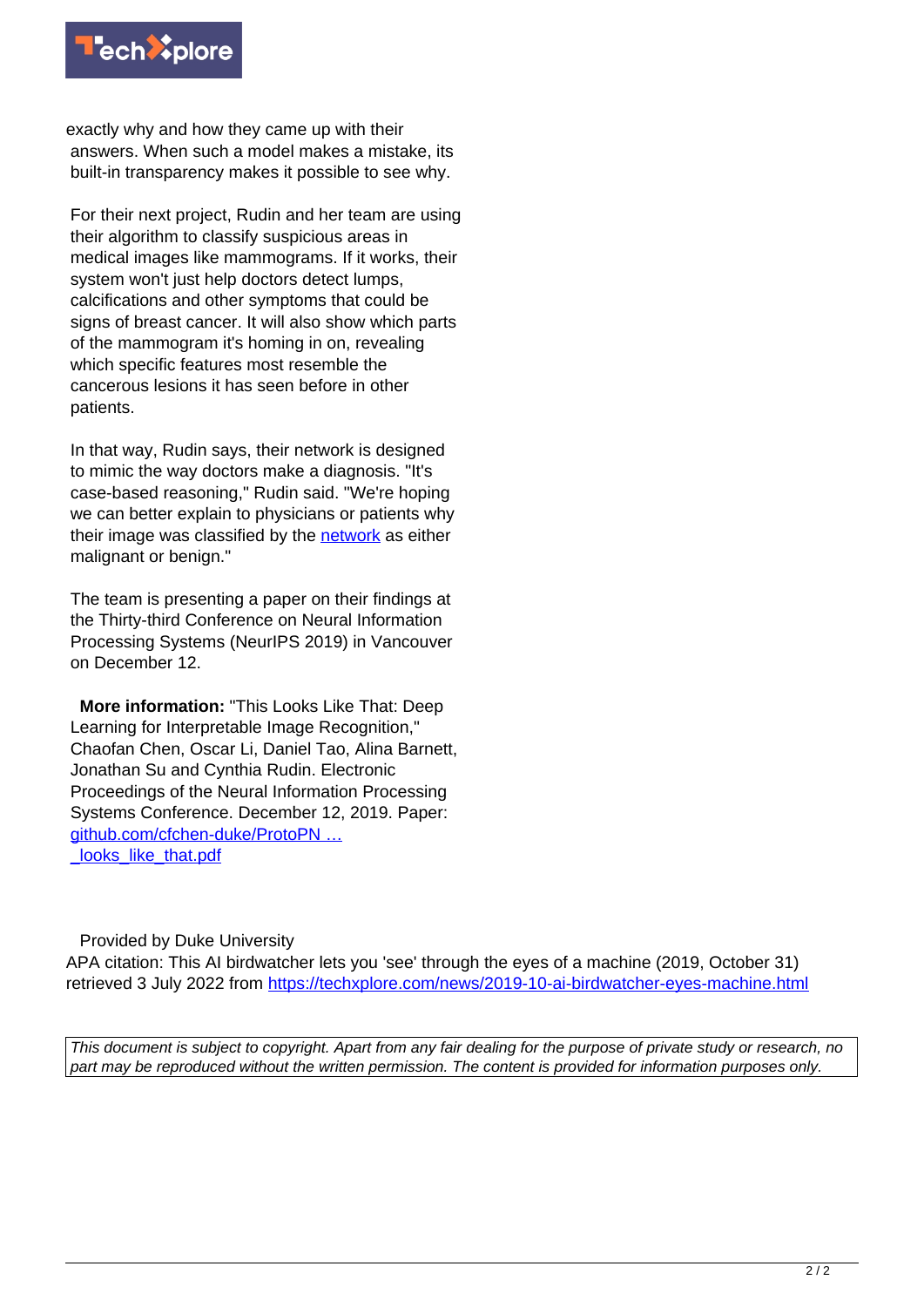exactly why and how they came up with their answers. When such a model makes a mistake, its built-in transparency makes it possible to see why.

For their next project, Rudin and her team are using their algorithm to classify suspicious areas in medical images like mammograms. If it works, their system won't just help doctors detect lumps, calcifications and other symptoms that could be signs of breast cancer. It will also show which parts of the mammogram it's homing in on, revealing which specific features most resemble the cancerous lesions it has seen before in other patients.

In that way, Rudin says, their network is designed to mimic the way doctors make a diagnosis. "It's case-based reasoning," Rudin said. "We're hoping we can better explain to physicians or patients why their image was classified by the network as either malignant or benign."

The team is presenting a paper on their findings at the Thirty-third Conference on Neural Information Processing Systems (NeurIPS 2019) in Vancouver on December 12.

**More information:** "This Looks Like That: Deep Learning for Interpretable Image Recognition," Chaofan Chen, Oscar Li, Daniel Tao, Alina Barnett, Jonathan Su and Cynthia Rudin. Electronic Proceedings of the Neural Information Processing Systems Conference. December 12, 2019. Paper: github.com/cfchen-duke/ProtoPN … _looks_like_that.pdf

Provided by Duke University

APA citation: This AI birdwatcher lets you 'see' through the eyes of a machine (2019, October 31) retrieved 3 July 2022 from https://techxplore.com/news/2019-10-ai-birdwatcher-eyes-machine.html

*This document is subject to copyright. Apart from any fair dealing for the purpose of private study or research, no part may be reproduced without the written permission. The content is provided for information purposes only.*